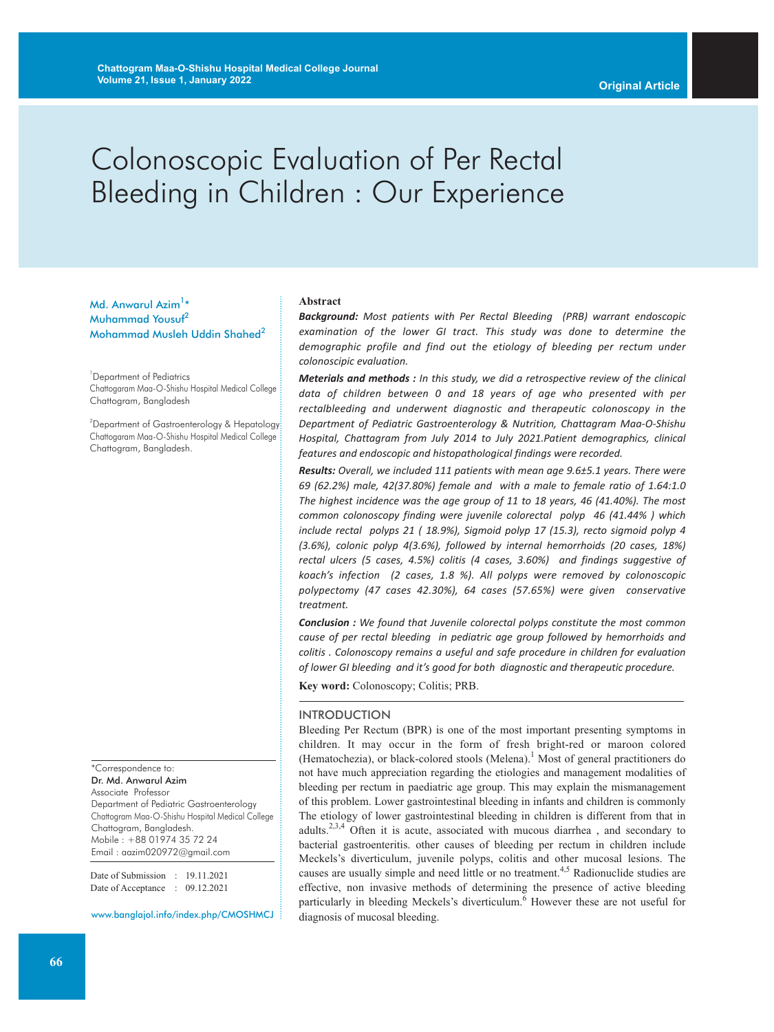Original Article

# Colonoscopic Evaluation of Per Rectal Bleeding in Children : Our Experience

Md. Anwarul Azim[1]*
Muhammad Yousuf[2]
Mohammad Musleh Uddin Shahed[2]

[1]Department of Pediatrics
Chattogaram Maa-O-Shishu Hospital Medical College
Chattogram, Bangladesh

[2]Department of Gastroenterology & Hepatology
Chattogaram Maa-O-Shishu Hospital Medical College
Chattogram, Bangladesh.

*Correspondence to:
**Dr. Md. Anwarul Azim**
Associate Professor
Department of Pediatric Gastroenterology
Chattogaram Maa-O-Shishu Hospital Medical College
Chattogram, Bangladesh.
Mobile : +88 01974 35 72 24
Email : aazim020972@gmail.com

Date of Submission : 19.11.2021
Date of Acceptance : 09.12.2021

www.banglajol.info/index.php/CMOSHMCJ

**Abstract**

***Background:*** *Most patients with Per Rectal Bleeding (PRB) warrant endoscopic examination of the lower GI tract. This study was done to determine the demographic profile and find out the etiology of bleeding per rectum under colonoscipic evaluation.*

***Meterials and methods :*** *In this study, we did a retrospective review of the clinical data of children between 0 and 18 years of age who presented with per rectalbleeding and underwent diagnostic and therapeutic colonoscopy in the Department of Pediatric Gastroenterology & Nutrition, Chattagram Maa-O-Shishu Hospital, Chattagram from July 2014 to July 2021.Patient demographics, clinical features and endoscopic and histopathological findings were recorded.*

***Results:*** *Overall, we included 111 patients with mean age 9.6±5.1 years. There were 69 (62.2%) male, 42(37.80%) female and with a male to female ratio of 1.64:1.0 The highest incidence was the age group of 11 to 18 years, 46 (41.40%). The most common colonoscopy finding were juvenile colorectal polyp 46 (41.44% ) which include rectal polyps 21 ( 18.9%), Sigmoid polyp 17 (15.3), recto sigmoid polyp 4 (3.6%), colonic polyp 4(3.6%), followed by internal hemorrhoids (20 cases, 18%) rectal ulcers (5 cases, 4.5%) colitis (4 cases, 3.60%) and findings suggestive of koach's infection (2 cases, 1.8 %). All polyps were removed by colonoscopic polypectomy (47 cases 42.30%), 64 cases (57.65%) were given conservative treatment.*

***Conclusion :*** *We found that Juvenile colorectal polyps constitute the most common cause of per rectal bleeding in pediatric age group followed by hemorrhoids and colitis . Colonoscopy remains a useful and safe procedure in children for evaluation of lower GI bleeding and it's good for both diagnostic and therapeutic procedure.*

**Key word:** Colonoscopy; Colitis; PRB.

## INTRODUCTION

Bleeding Per Rectum (BPR) is one of the most important presenting symptoms in children. It may occur in the form of fresh bright-red or maroon colored (Hematochezia), or black-colored stools (Melena).[1] Most of general practitioners do not have much appreciation regarding the etiologies and management modalities of bleeding per rectum in paediatric age group. This may explain the mismanagement of this problem. Lower gastrointestinal bleeding in infants and children is commonly The etiology of lower gastrointestinal bleeding in children is different from that in adults.[2,3,4] Often it is acute, associated with mucous diarrhea , and secondary to bacterial gastroenteritis. other causes of bleeding per rectum in children include Meckels's diverticulum, juvenile polyps, colitis and other mucosal lesions. The causes are usually simple and need little or no treatment.[4,5] Radionuclide studies are effective, non invasive methods of determining the presence of active bleeding particularly in bleeding Meckels's diverticulum.[6] However these are not useful for diagnosis of mucosal bleeding.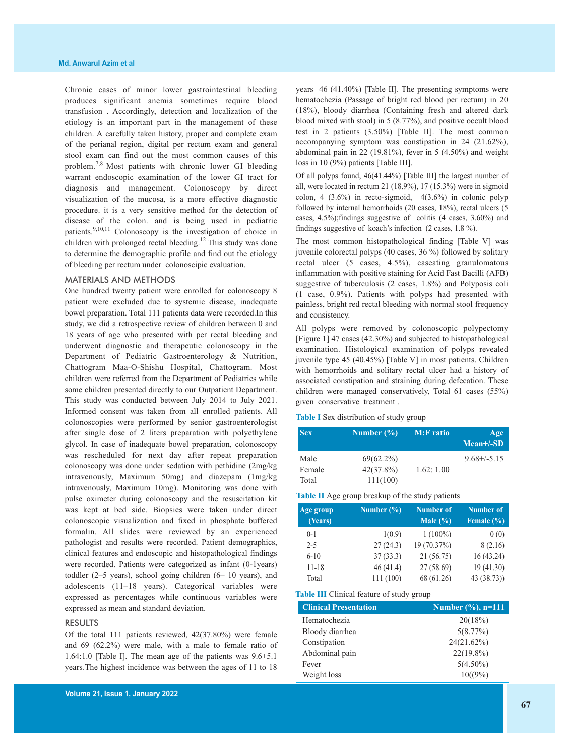Chronic cases of minor lower gastrointestinal bleeding produces significant anemia sometimes require blood transfusion . Accordingly, detection and localization of the etiology is an important part in the management of these children. A carefully taken history, proper and complete exam of the perianal region, digital per rectum exam and general stool exam can find out the most common causes of this problem.[7,8] Most patients with chronic lower GI bleeding warrant endoscopic examination of the lower GI tract for diagnosis and management. Colonoscopy by direct visualization of the mucosa, is a more effective diagnostic procedure. it is a very sensitive method for the detection of disease of the colon. and is being used in pediatric patients.[9,10,11] Colonoscopy is the investigation of choice in children with prolonged rectal bleeding.[12] This study was done to determine the demographic profile and find out the etiology of bleeding per rectum under colonoscipic evaluation.

## MATERIALS AND METHODS

One hundred twenty patient were enrolled for colonoscopy 8 patient were excluded due to systemic disease, inadequate bowel preparation. Total 111 patients data were recorded.In this study, we did a retrospective review of children between 0 and 18 years of age who presented with per rectal bleeding and underwent diagnostic and therapeutic colonoscopy in the Department of Pediatric Gastroenterology & Nutrition, Chattogram Maa-O-Shishu Hospital, Chattogram. Most children were referred from the Department of Pediatrics while some children presented directly to our Outpatient Department. This study was conducted between July 2014 to July 2021. Informed consent was taken from all enrolled patients. All colonoscopies were performed by senior gastroenterologist after single dose of 2 liters preparation with polyethylene glycol. In case of inadequate bowel preparation, colonoscopy was rescheduled for next day after repeat preparation colonoscopy was done under sedation with pethidine (2mg/kg intravenously, Maximum 50mg) and diazepam (1mg/kg intravenously, Maximum 10mg). Monitoring was done with pulse oximeter during colonoscopy and the resuscitation kit was kept at bed side. Biopsies were taken under direct colonoscopic visualization and fixed in phosphate buffered formalin. All slides were reviewed by an experienced pathologist and results were recorded. Patient demographics, clinical features and endoscopic and histopathological findings were recorded. Patients were categorized as infant (0-1years) toddler (2–5 years), school going children (6– 10 years), and adolescents (11–18 years). Categorical variables were expressed as percentages while continuous variables were expressed as mean and standard deviation.

## RESULTS

Of the total 111 patients reviewed, 42(37.80%) were female and 69 (62.2%) were male, with a male to female ratio of 1.64:1.0 [Table I]. The mean age of the patients was 9.6±5.1 years.The highest incidence was between the ages of 11 to 18 years 46 (41.40%) [Table II]. The presenting symptoms were hematochezia (Passage of bright red blood per rectum) in 20 (18%), bloody diarrhea (Containing fresh and altered dark blood mixed with stool) in 5 (8.77%), and positive occult blood test in 2 patients (3.50%) [Table II]. The most common accompanying symptom was constipation in 24 (21.62%), abdominal pain in 22 (19.81%), fever in 5 (4.50%) and weight loss in 10 (9%) patients [Table III].

Of all polyps found, 46(41.44%) [Table III] the largest number of all, were located in rectum 21 (18.9%), 17 (15.3%) were in sigmoid colon, 4 (3.6%) in recto-sigmoid, 4(3.6%) in colonic polyp followed by internal hemorrhoids (20 cases, 18%), rectal ulcers (5 cases, 4.5%);findings suggestive of colitis (4 cases, 3.60%) and findings suggestive of koach's infection (2 cases, 1.8 %).

The most common histopathological finding [Table V] was juvenile colorectal polyps (40 cases, 36 %) followed by solitary rectal ulcer (5 cases, 4.5%), caseating granulomatous inflammation with positive staining for Acid Fast Bacilli (AFB) suggestive of tuberculosis (2 cases, 1.8%) and Polyposis coli (1 case, 0.9%). Patients with polyps had presented with painless, bright red rectal bleeding with normal stool frequency and consistency.

All polyps were removed by colonoscopic polypectomy [Figure 1] 47 cases (42.30%) and subjected to histopathological examination. Histological examination of polyps revealed juvenile type 45 (40.45%) [Table V] in most patients. Children with hemorrhoids and solitary rectal ulcer had a history of associated constipation and straining during defecation. These children were managed conservatively, Total 61 cases (55%) given conservative treatment .

**Table I** Sex distribution of study group

| Sex | Number (%) | M:F ratio | Age Mean+/-SD |
|---|---|---|---|
| Male | 69(62.2%) | | 9.68+/-5.15 |
| Female | 42(37.8%) | 1.62: 1.00 | |
| Total | 111(100) | | |

**Table II** Age group breakup of the study patients

| Age group (Years) | Number (%) | Number of Male (%) | Number of Female (%) |
|---|---|---|---|
| 0-1 | 1(0.9) | 1 (100%) | 0 (0) |
| 2-5 | 27 (24.3) | 19 (70.37%) | 8 (2.16) |
| 6-10 | 37 (33.3) | 21 (56.75) | 16 (43.24) |
| 11-18 | 46 (41.4) | 27 (58.69) | 19 (41.30) |
| Total | 111 (100) | 68 (61.26) | 43 (38.73)) |

**Table III** Clinical feature of study group

| Clinical Presentation | Number (%), n=111 |
|---|---|
| Hematochezia | 20(18%) |
| Bloody diarrhea | 5(8.77%) |
| Constipation | 24(21.62%) |
| Abdominal pain | 22(19.8%) |
| Fever | 5(4.50%) |
| Weight loss | 10((9%) |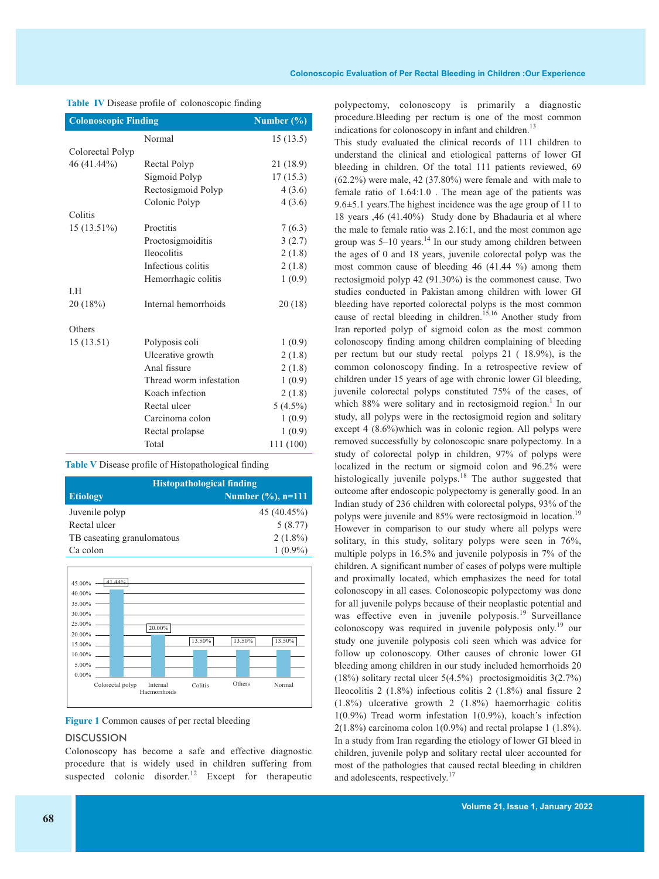**Table IV** Disease profile of colonoscopic finding

| Colonoscopic Finding | | Number (%) |
|---|---|---|
| | Normal | 15 (13.5) |
| Colorectal Polyp 46 (41.44%) | Rectal Polyp | 21 (18.9) |
| | Sigmoid Polyp | 17 (15.3) |
| | Rectosigmoid Polyp | 4 (3.6) |
| | Colonic Polyp | 4 (3.6) |
| Colitis 15 (13.51%) | Proctitis | 7 (6.3) |
| | Proctosigmoiditis | 3 (2.7) |
| | Ileocolitis | 2 (1.8) |
| | Infectious colitis | 2 (1.8) |
| | Hemorrhagic colitis | 1 (0.9) |
| I.H 20 (18%) | Internal hemorrhoids | 20 (18) |
| Others 15 (13.51) | Polyposis coli | 1 (0.9) |
| | Ulcerative growth | 2 (1.8) |
| | Anal fissure | 2 (1.8) |
| | Thread worm infestation | 1 (0.9) |
| | Koach infection | 2 (1.8) |
| | Rectal ulcer | 5 (4.5%) |
| | Carcinoma colon | 1 (0.9) |
| | Rectal prolapse | 1 (0.9) |
| | Total | 111 (100) |

**Table V** Disease profile of Histopathological finding

| Etiology | Histopathological finding Number (%), n=111 |
|---|---|
| Juvenile polyp | 45 (40.45%) |
| Rectal ulcer | 5 (8.77) |
| TB caseating granulomatous | 2 (1.8%) |
| Ca colon | 1 (0.9%) |

| Cause | Percentage |
|---|---|
| Colorectal polyp | 41.44% |
| Internal Haemorrhoids | 20.00% |
| Colitis | 13.50% |
| Others | 13.50% |
| Normal | 13.50% |

**Figure 1** Common causes of per rectal bleeding

## DISCUSSION

Colonoscopy has become a safe and effective diagnostic procedure that is widely used in children suffering from suspected colonic disorder.[12] Except for therapeutic polypectomy, colonoscopy is primarily a diagnostic procedure.Bleeding per rectum is one of the most common indications for colonoscopy in infant and children.[13]

This study evaluated the clinical records of 111 children to understand the clinical and etiological patterns of lower GI bleeding in children. Of the total 111 patients reviewed, 69 (62.2%) were male, 42 (37.80%) were female and with male to female ratio of 1.64:1.0 . The mean age of the patients was 9.6±5.1 years.The highest incidence was the age group of 11 to 18 years ,46 (41.40%) Study done by Bhadauria et al where the male to female ratio was 2.16:1, and the most common age group was 5–10 years.[14] In our study among children between the ages of 0 and 18 years, juvenile colorectal polyp was the most common cause of bleeding 46 (41.44 %) among them rectosigmoid polyp 42 (91.30%) is the commonest cause. Two studies conducted in Pakistan among children with lower GI bleeding have reported colorectal polyps is the most common cause of rectal bleeding in children.[15,16] Another study from Iran reported polyp of sigmoid colon as the most common colonoscopy finding among children complaining of bleeding per rectum but our study rectal polyps 21 ( 18.9%), is the common colonoscopy finding. In a retrospective review of children under 15 years of age with chronic lower GI bleeding, juvenile colorectal polyps constituted 75% of the cases, of which 88% were solitary and in rectosigmoid region.[1] In our study, all polyps were in the rectosigmoid region and solitary except 4 (8.6%)which was in colonic region. All polyps were removed successfully by colonoscopic snare polypectomy. In a study of colorectal polyp in children, 97% of polyps were localized in the rectum or sigmoid colon and 96.2% were histologically juvenile polyps.[18] The author suggested that outcome after endoscopic polypectomy is generally good. In an Indian study of 236 children with colorectal polyps, 93% of the polyps were juvenile and 85% were rectosigmoid in location.[19] However in comparison to our study where all polyps were solitary, in this study, solitary polyps were seen in 76%, multiple polyps in 16.5% and juvenile polyposis in 7% of the children. A significant number of cases of polyps were multiple and proximally located, which emphasizes the need for total colonoscopy in all cases. Colonoscopic polypectomy was done for all juvenile polyps because of their neoplastic potential and was effective even in juvenile polyposis.[19] Surveillance colonoscopy was required in juvenile polyposis only.[19] our study one juvenile polyposis coli seen which was advice for follow up colonoscopy. Other causes of chronic lower GI bleeding among children in our study included hemorrhoids 20 (18%) solitary rectal ulcer 5(4.5%) proctosigmoiditis 3(2.7%) Ileocolitis 2 (1.8%) infectious colitis 2 (1.8%) anal fissure 2 (1.8%) ulcerative growth 2 (1.8%) haemorrhagic colitis 1(0.9%) Tread worm infestation 1(0.9%), koach's infection 2(1.8%) carcinoma colon 1(0.9%) and rectal prolapse 1 (1.8%). In a study from Iran regarding the etiology of lower GI bleed in children, juvenile polyp and solitary rectal ulcer accounted for most of the pathologies that caused rectal bleeding in children and adolescents, respectively.[17]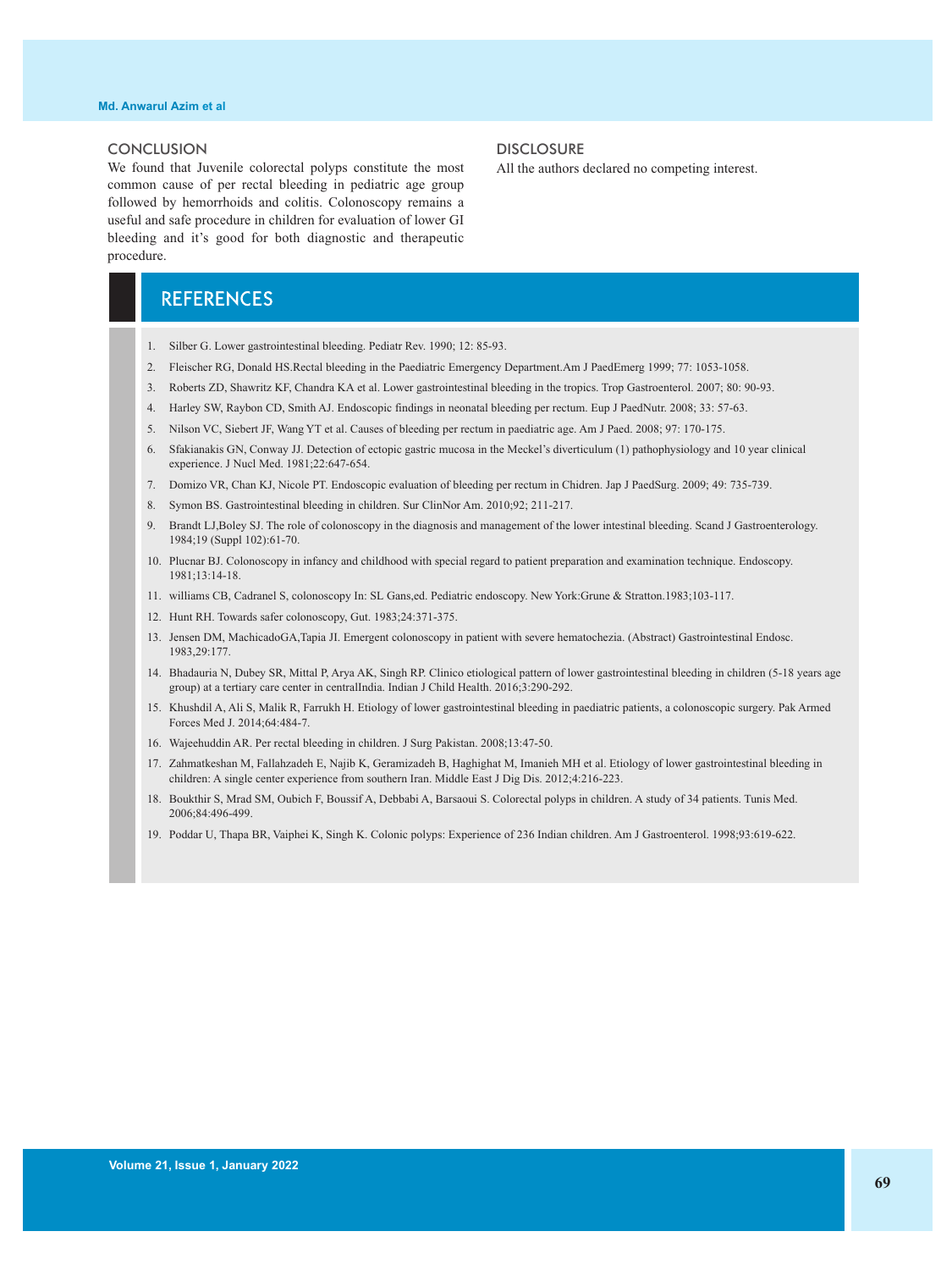## CONCLUSION

We found that Juvenile colorectal polyps constitute the most common cause of per rectal bleeding in pediatric age group followed by hemorrhoids and colitis. Colonoscopy remains a useful and safe procedure in children for evaluation of lower GI bleeding and it's good for both diagnostic and therapeutic procedure.

## DISCLOSURE

All the authors declared no competing interest.

## REFERENCES

1. Silber G. Lower gastrointestinal bleeding. Pediatr Rev. 1990; 12: 85-93.
2. Fleischer RG, Donald HS.Rectal bleeding in the Paediatric Emergency Department.Am J PaedEmerg 1999; 77: 1053-1058.
3. Roberts ZD, Shawritz KF, Chandra KA et al. Lower gastrointestinal bleeding in the tropics. Trop Gastroenterol. 2007; 80: 90-93.
4. Harley SW, Raybon CD, Smith AJ. Endoscopic findings in neonatal bleeding per rectum. Eup J PaedNutr. 2008; 33: 57-63.
5. Nilson VC, Siebert JF, Wang YT et al. Causes of bleeding per rectum in paediatric age. Am J Paed. 2008; 97: 170-175.
6. Sfakianakis GN, Conway JJ. Detection of ectopic gastric mucosa in the Meckel's diverticulum (1) pathophysiology and 10 year clinical experience. J Nucl Med. 1981;22:647-654.
7. Domizo VR, Chan KJ, Nicole PT. Endoscopic evaluation of bleeding per rectum in Chidren. Jap J PaedSurg. 2009; 49: 735-739.
8. Symon BS. Gastrointestinal bleeding in children. Sur ClinNor Am. 2010;92; 211-217.
9. Brandt LJ,Boley SJ. The role of colonoscopy in the diagnosis and management of the lower intestinal bleeding. Scand J Gastroenterology. 1984;19 (Suppl 102):61-70.
10. Plucnar BJ. Colonoscopy in infancy and childhood with special regard to patient preparation and examination technique. Endoscopy. 1981;13:14-18.
11. williams CB, Cadranel S, colonoscopy In: SL Gans,ed. Pediatric endoscopy. New York:Grune & Stratton.1983;103-117.
12. Hunt RH. Towards safer colonoscopy, Gut. 1983;24:371-375.
13. Jensen DM, MachicadoGA,Tapia JI. Emergent colonoscopy in patient with severe hematochezia. (Abstract) Gastrointestinal Endosc. 1983,29:177.
14. Bhadauria N, Dubey SR, Mittal P, Arya AK, Singh RP. Clinico etiological pattern of lower gastrointestinal bleeding in children (5-18 years age group) at a tertiary care center in centralIndia. Indian J Child Health. 2016;3:290-292.
15. Khushdil A, Ali S, Malik R, Farrukh H. Etiology of lower gastrointestinal bleeding in paediatric patients, a colonoscopic surgery. Pak Armed Forces Med J. 2014;64:484-7.
16. Wajeehuddin AR. Per rectal bleeding in children. J Surg Pakistan. 2008;13:47-50.
17. Zahmatkeshan M, Fallahzadeh E, Najib K, Geramizadeh B, Haghighat M, Imanieh MH et al. Etiology of lower gastrointestinal bleeding in children: A single center experience from southern Iran. Middle East J Dig Dis. 2012;4:216-223.
18. Boukthir S, Mrad SM, Oubich F, Boussif A, Debbabi A, Barsaoui S. Colorectal polyps in children. A study of 34 patients. Tunis Med. 2006;84:496-499.
19. Poddar U, Thapa BR, Vaiphei K, Singh K. Colonic polyps: Experience of 236 Indian children. Am J Gastroenterol. 1998;93:619-622.